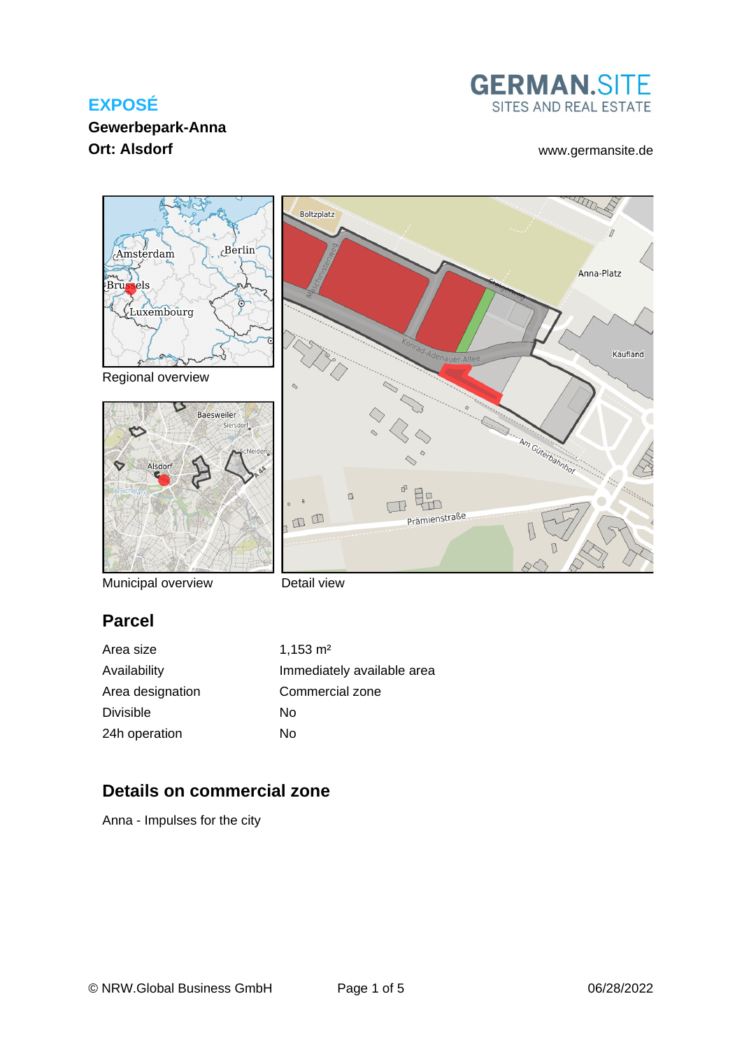# EXPOSÉ

**Gewerbepark-Anna**
**Ort: Alsdorf**

GERMAN.SITE
SITES AND REAL ESTATE

www.germansite.de

Regional overview

Municipal overview

Detail view

## Parcel

| Area size | 1,153 m² |
| --- | --- |
| Availability | Immediately available area |
| Area designation | Commercial zone |
| Divisible | No |
| 24h operation | No |

## Details on commercial zone

Anna - Impulses for the city

© NRW.Global Business GmbH 06/28/2022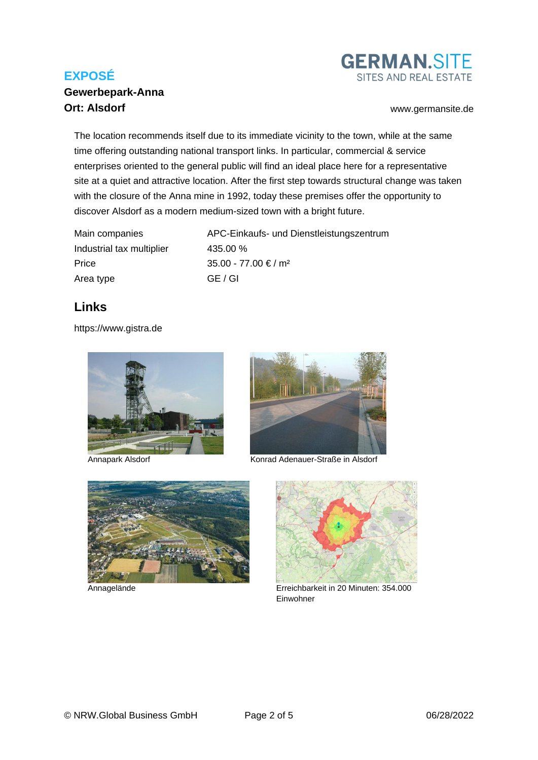**EXPOSÉ**

**Gewerbepark-Anna**

**Ort: Alsdorf**

GERMAN.SITE
SITES AND REAL ESTATE

www.germansite.de

The location recommends itself due to its immediate vicinity to the town, while at the same time offering outstanding national transport links. In particular, commercial & service enterprises oriented to the general public will find an ideal place here for a representative site at a quiet and attractive location. After the first step towards structural change was taken with the closure of the Anna mine in 1992, today these premises offer the opportunity to discover Alsdorf as a modern medium-sized town with a bright future.

| | |
|---|---|
| Main companies | APC-Einkaufs- und Dienstleistungszentrum |
| Industrial tax multiplier | 435.00 % |
| Price | 35.00 - 77.00 € / m² |
| Area type | GE / GI |

## Links

https://www.gistra.de

Annapark Alsdorf

Konrad Adenauer-Straße in Alsdorf

Annagelände

Erreichbarkeit in 20 Minuten: 354.000 Einwohner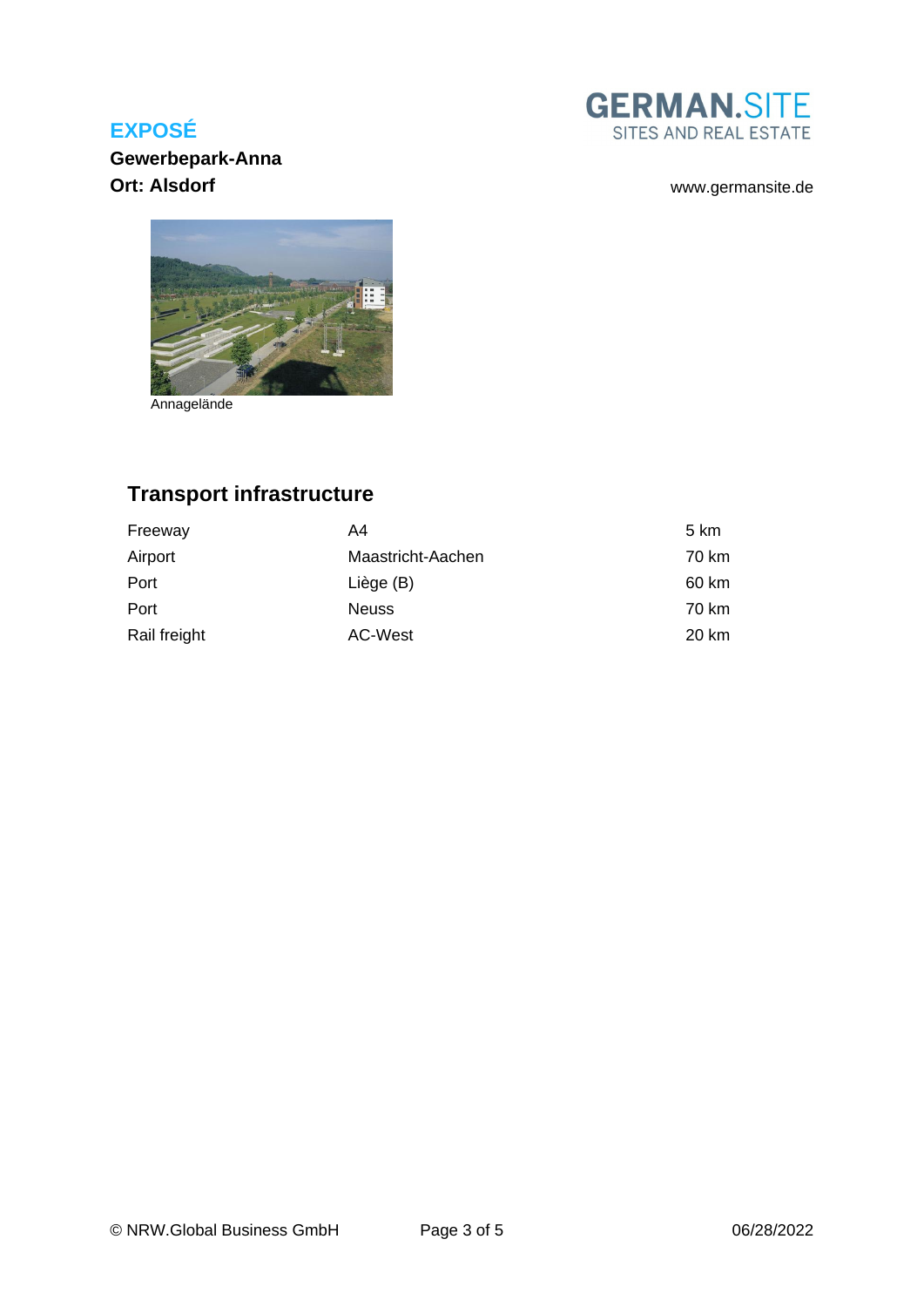**EXPOSÉ**

**Gewerbepark-Anna**

**Ort: Alsdorf**

www.germansite.de

Annagelände

## Transport infrastructure

| | | |
|---|---|---|
| Freeway | A4 | 5 km |
| Airport | Maastricht-Aachen | 70 km |
| Port | Liège (B) | 60 km |
| Port | Neuss | 70 km |
| Rail freight | AC-West | 20 km |

© NRW.Global Business GmbH 06/28/2022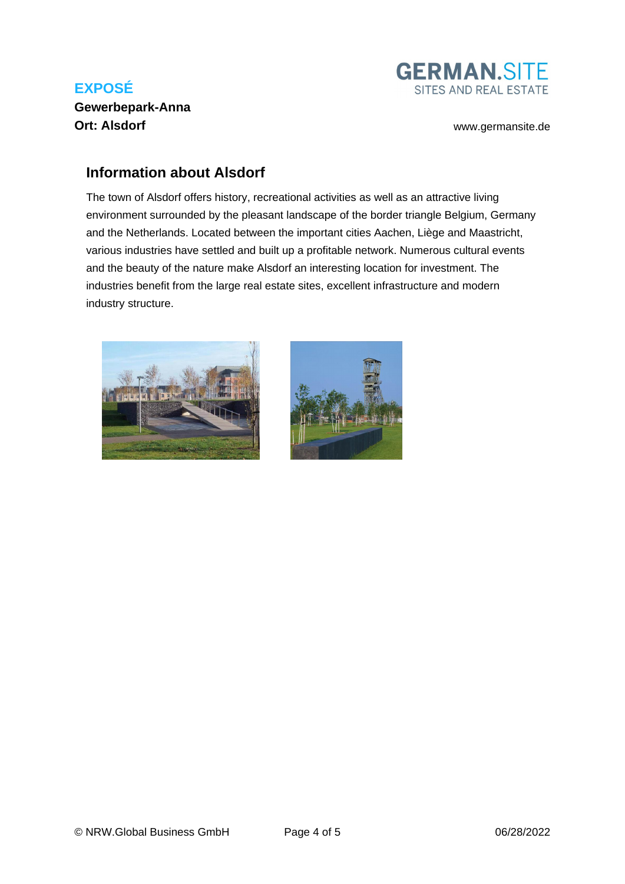**EXPOSÉ**

**Gewerbepark-Anna**

**Ort: Alsdorf**

## Information about Alsdorf

The town of Alsdorf offers history, recreational activities as well as an attractive living environment surrounded by the pleasant landscape of the border triangle Belgium, Germany and the Netherlands. Located between the important cities Aachen, Liège and Maastricht, various industries have settled and built up a profitable network. Numerous cultural events and the beauty of the nature make Alsdorf an interesting location for investment. The industries benefit from the large real estate sites, excellent infrastructure and modern industry structure.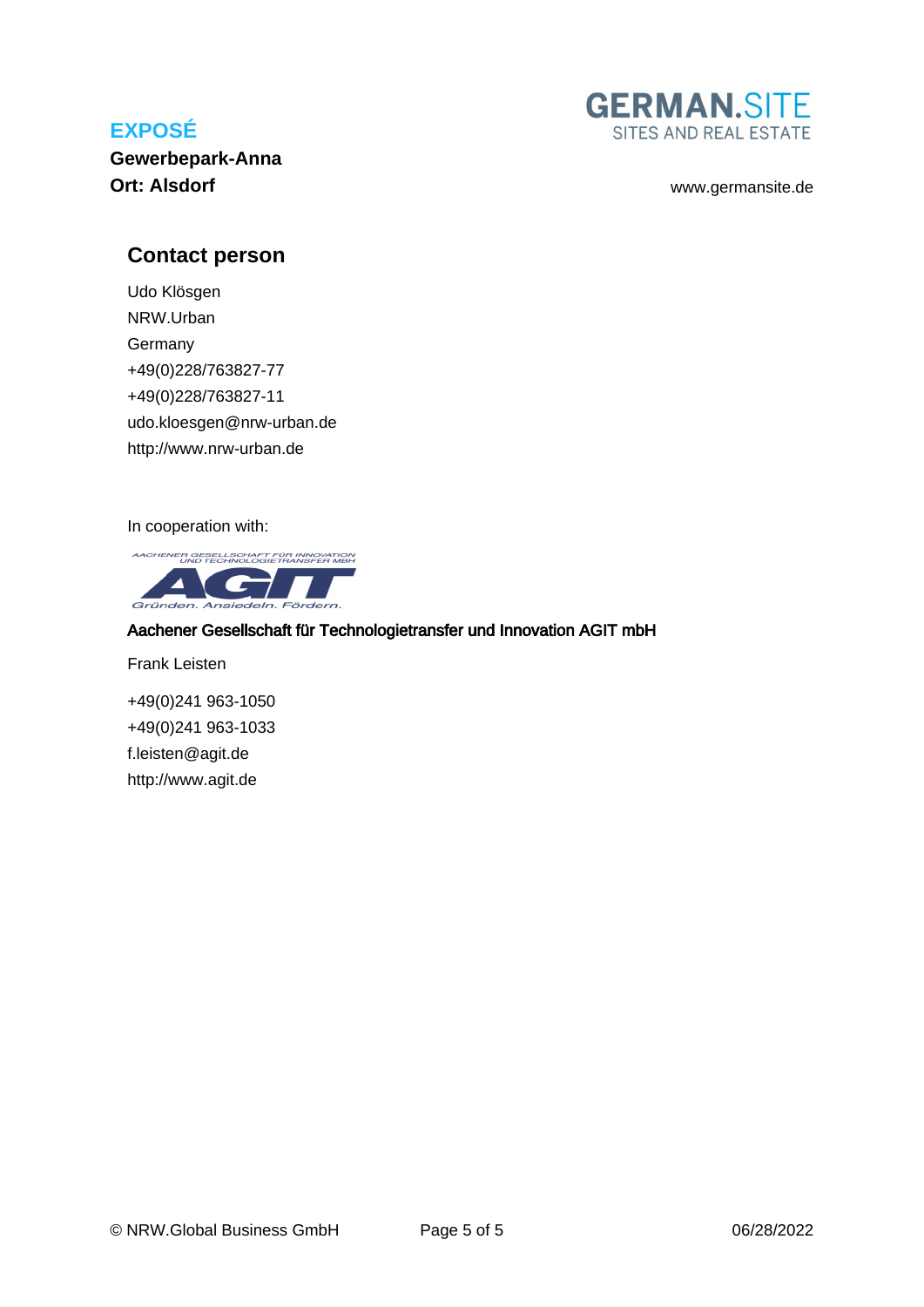**EXPOSÉ**

**Gewerbepark-Anna**

**Ort: Alsdorf**

www.germansite.de

## Contact person

Udo Klösgen
NRW.Urban
Germany
+49(0)228/763827-77
+49(0)228/763827-11
udo.kloesgen@nrw-urban.de
http://www.nrw-urban.de

In cooperation with:

**Aachener Gesellschaft für Technologietransfer und Innovation AGIT mbH**

Frank Leisten

+49(0)241 963-1050
+49(0)241 963-1033
f.leisten@agit.de
http://www.agit.de